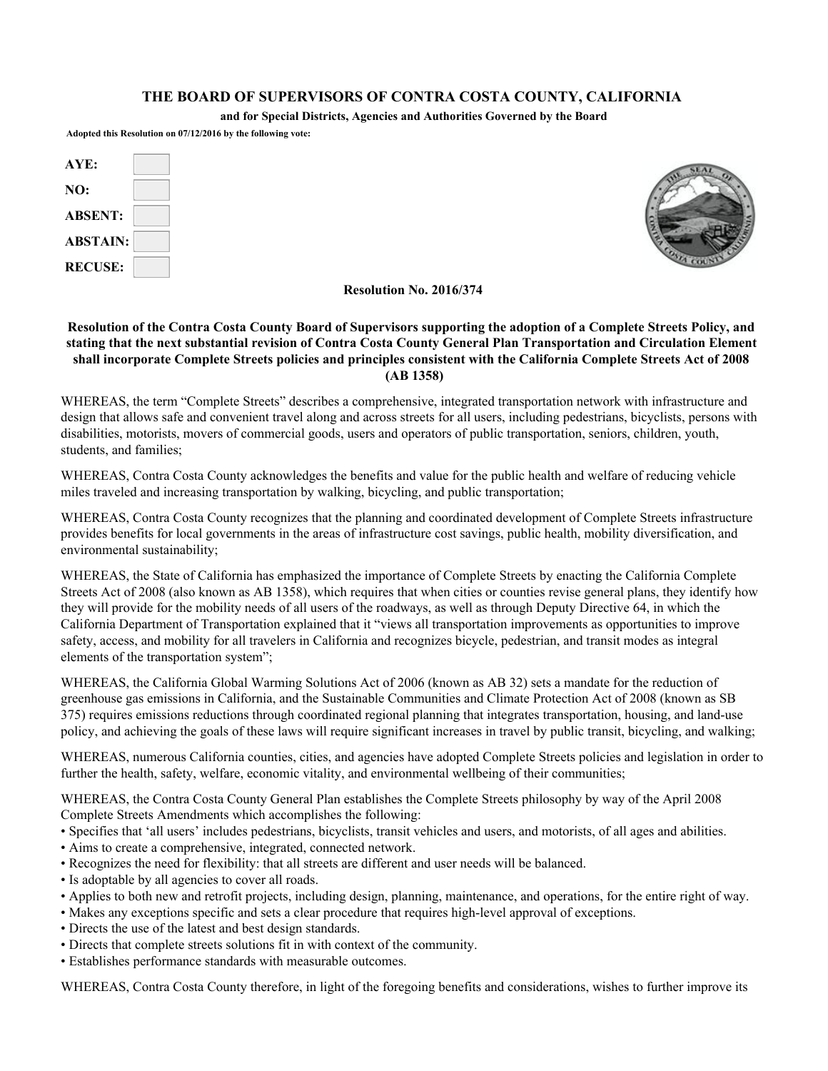# THE BOARD OF SUPERVISORS OF CONTRA COSTA COUNTY, CALIFORNIA

**and for Special Districts, Agencies and Authorities Governed by the Board**

**Adopted this Resolution on 07/12/2016 by the following vote:**

| | |
|---|---|
| **AYE:** | |
| **NO:** | |
| **ABSENT:** | |
| **ABSTAIN:** | |
| **RECUSE:** | |

**Resolution No. 2016/374**

**Resolution of the Contra Costa County Board of Supervisors supporting the adoption of a Complete Streets Policy, and stating that the next substantial revision of Contra Costa County General Plan Transportation and Circulation Element shall incorporate Complete Streets policies and principles consistent with the California Complete Streets Act of 2008 (AB 1358)**

WHEREAS, the term "Complete Streets" describes a comprehensive, integrated transportation network with infrastructure and design that allows safe and convenient travel along and across streets for all users, including pedestrians, bicyclists, persons with disabilities, motorists, movers of commercial goods, users and operators of public transportation, seniors, children, youth, students, and families;

WHEREAS, Contra Costa County acknowledges the benefits and value for the public health and welfare of reducing vehicle miles traveled and increasing transportation by walking, bicycling, and public transportation;

WHEREAS, Contra Costa County recognizes that the planning and coordinated development of Complete Streets infrastructure provides benefits for local governments in the areas of infrastructure cost savings, public health, mobility diversification, and environmental sustainability;

WHEREAS, the State of California has emphasized the importance of Complete Streets by enacting the California Complete Streets Act of 2008 (also known as AB 1358), which requires that when cities or counties revise general plans, they identify how they will provide for the mobility needs of all users of the roadways, as well as through Deputy Directive 64, in which the California Department of Transportation explained that it "views all transportation improvements as opportunities to improve safety, access, and mobility for all travelers in California and recognizes bicycle, pedestrian, and transit modes as integral elements of the transportation system";

WHEREAS, the California Global Warming Solutions Act of 2006 (known as AB 32) sets a mandate for the reduction of greenhouse gas emissions in California, and the Sustainable Communities and Climate Protection Act of 2008 (known as SB 375) requires emissions reductions through coordinated regional planning that integrates transportation, housing, and land-use policy, and achieving the goals of these laws will require significant increases in travel by public transit, bicycling, and walking;

WHEREAS, numerous California counties, cities, and agencies have adopted Complete Streets policies and legislation in order to further the health, safety, welfare, economic vitality, and environmental wellbeing of their communities;

WHEREAS, the Contra Costa County General Plan establishes the Complete Streets philosophy by way of the April 2008 Complete Streets Amendments which accomplishes the following:

- Specifies that 'all users' includes pedestrians, bicyclists, transit vehicles and users, and motorists, of all ages and abilities.
- Aims to create a comprehensive, integrated, connected network.
- Recognizes the need for flexibility: that all streets are different and user needs will be balanced.
- Is adoptable by all agencies to cover all roads.
- Applies to both new and retrofit projects, including design, planning, maintenance, and operations, for the entire right of way.
- Makes any exceptions specific and sets a clear procedure that requires high-level approval of exceptions.
- Directs the use of the latest and best design standards.
- Directs that complete streets solutions fit in with context of the community.
- Establishes performance standards with measurable outcomes.

WHEREAS, Contra Costa County therefore, in light of the foregoing benefits and considerations, wishes to further improve its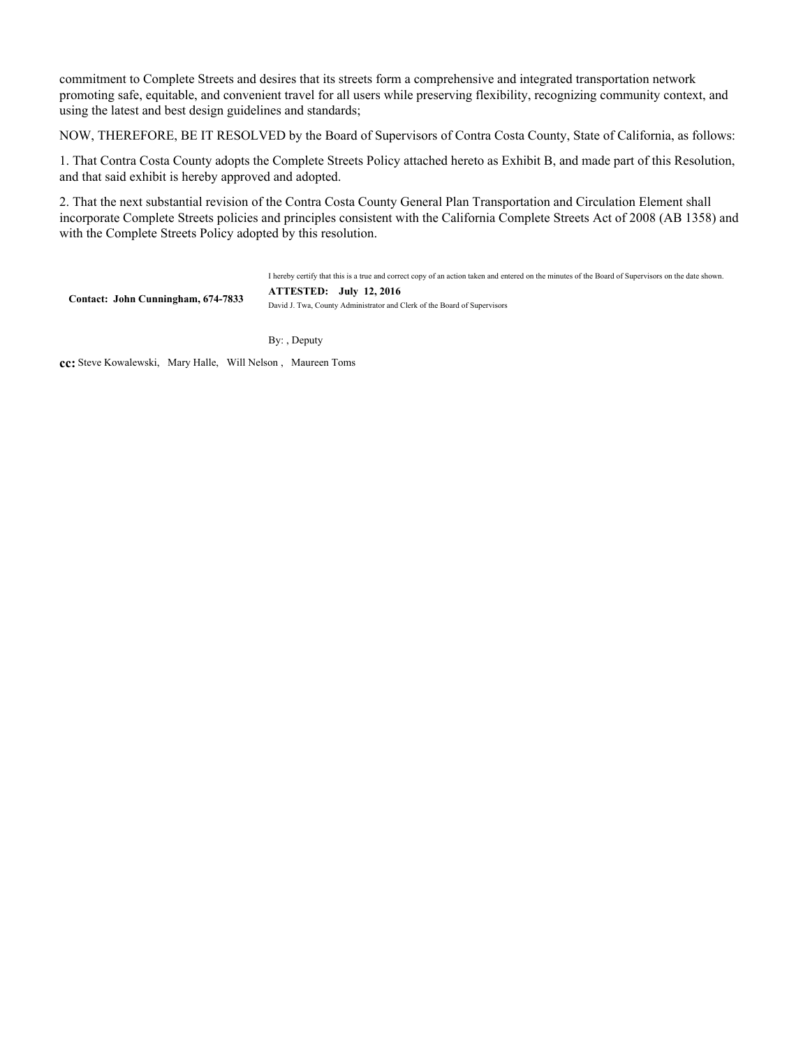commitment to Complete Streets and desires that its streets form a comprehensive and integrated transportation network promoting safe, equitable, and convenient travel for all users while preserving flexibility, recognizing community context, and using the latest and best design guidelines and standards;

NOW, THEREFORE, BE IT RESOLVED by the Board of Supervisors of Contra Costa County, State of California, as follows:

1. That Contra Costa County adopts the Complete Streets Policy attached hereto as Exhibit B, and made part of this Resolution, and that said exhibit is hereby approved and adopted.

2. That the next substantial revision of the Contra Costa County General Plan Transportation and Circulation Element shall incorporate Complete Streets policies and principles consistent with the California Complete Streets Act of 2008 (AB 1358) and with the Complete Streets Policy adopted by this resolution.

**Contact: John Cunningham, 674-7833**

I hereby certify that this is a true and correct copy of an action taken and entered on the minutes of the Board of Supervisors on the date shown.

**ATTESTED: July 12, 2016**

David J. Twa, County Administrator and Clerk of the Board of Supervisors

By: , Deputy

**cc:** Steve Kowalewski, Mary Halle, Will Nelson , Maureen Toms